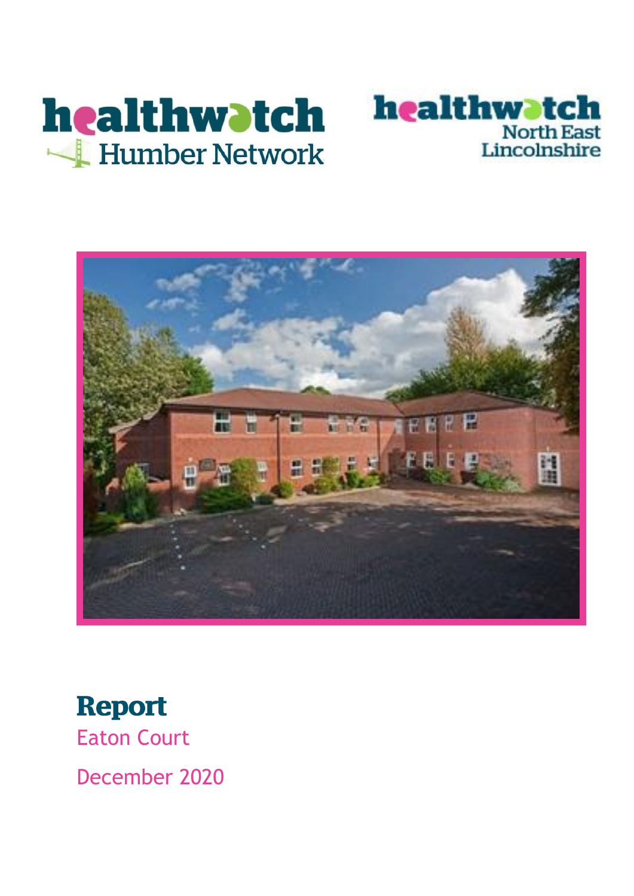healthwatch Humber Network

healthwatch North East Lincolnshire

# Report

Eaton Court

December 2020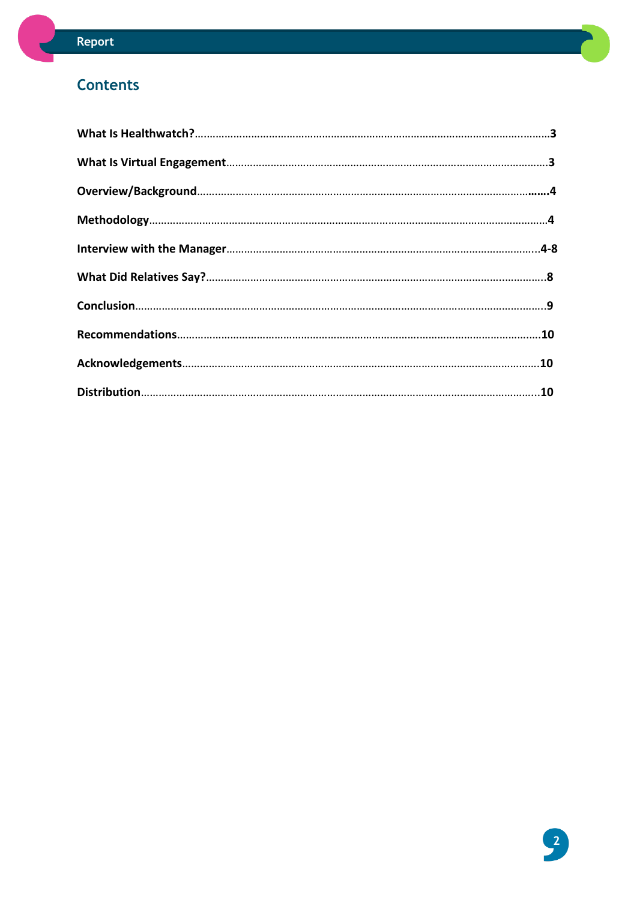## Contents

**What Is Healthwatch?**……………………………………………………………………………3

**What Is Virtual Engagement**……………………………………………………………………3

**Overview/Background**……………………………………………………………………………4

**Methodology**………………………………………………………………………………………4

**Interview with the Manager**……………………………………………………………………4-8

**What Did Relatives Say?**…………………………………………………………………………8

**Conclusion**…………………………………………………………………………………………9

**Recommendations**…………………………………………………………………………………10

**Acknowledgements**………………………………………………………………………………10

**Distribution**………………………………………………………………………………………10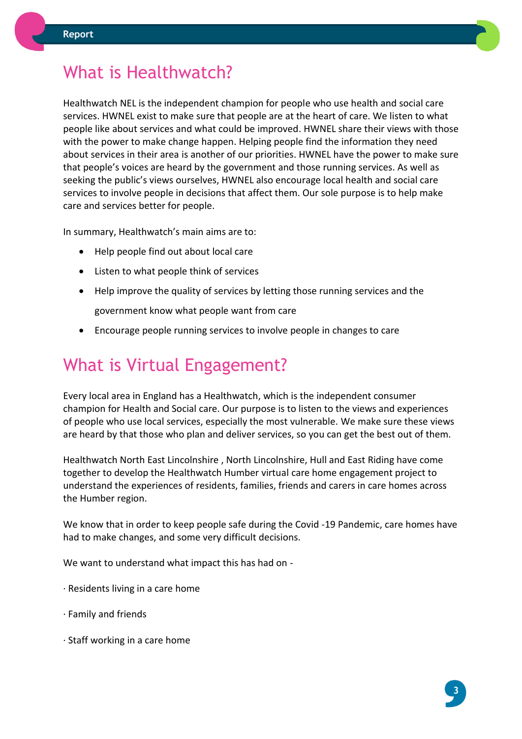# What is Healthwatch?

Healthwatch NEL is the independent champion for people who use health and social care services. HWNEL exist to make sure that people are at the heart of care. We listen to what people like about services and what could be improved. HWNEL share their views with those with the power to make change happen. Helping people find the information they need about services in their area is another of our priorities. HWNEL have the power to make sure that people's voices are heard by the government and those running services. As well as seeking the public's views ourselves, HWNEL also encourage local health and social care services to involve people in decisions that affect them. Our sole purpose is to help make care and services better for people.

In summary, Healthwatch's main aims are to:

- Help people find out about local care
- Listen to what people think of services
- Help improve the quality of services by letting those running services and the government know what people want from care
- Encourage people running services to involve people in changes to care

# What is Virtual Engagement?

Every local area in England has a Healthwatch, which is the independent consumer champion for Health and Social care. Our purpose is to listen to the views and experiences of people who use local services, especially the most vulnerable. We make sure these views are heard by that those who plan and deliver services, so you can get the best out of them.

Healthwatch North East Lincolnshire , North Lincolnshire, Hull and East Riding have come together to develop the Healthwatch Humber virtual care home engagement project to understand the experiences of residents, families, friends and carers in care homes across the Humber region.

We know that in order to keep people safe during the Covid -19 Pandemic, care homes have had to make changes, and some very difficult decisions.

We want to understand what impact this has had on -

· Residents living in a care home

· Family and friends

· Staff working in a care home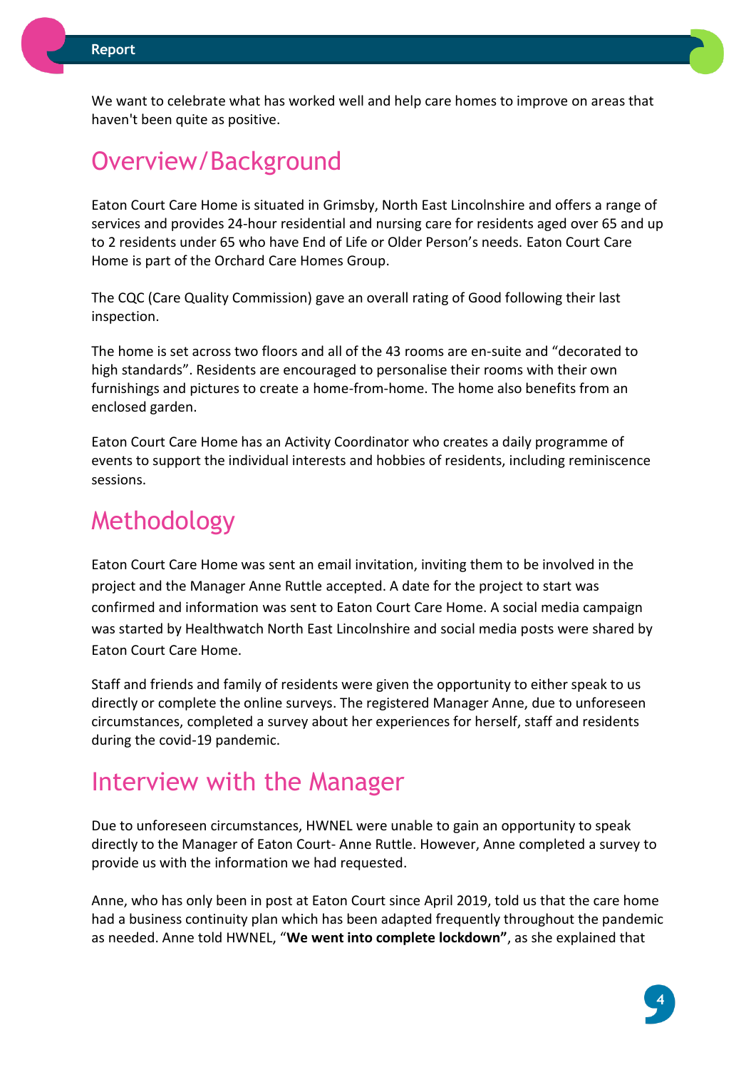We want to celebrate what has worked well and help care homes to improve on areas that haven't been quite as positive.

## Overview/Background

Eaton Court Care Home is situated in Grimsby, North East Lincolnshire and offers a range of services and provides 24-hour residential and nursing care for residents aged over 65 and up to 2 residents under 65 who have End of Life or Older Person's needs. Eaton Court Care Home is part of the Orchard Care Homes Group.

The CQC (Care Quality Commission) gave an overall rating of Good following their last inspection.

The home is set across two floors and all of the 43 rooms are en-suite and "decorated to high standards". Residents are encouraged to personalise their rooms with their own furnishings and pictures to create a home-from-home. The home also benefits from an enclosed garden.

Eaton Court Care Home has an Activity Coordinator who creates a daily programme of events to support the individual interests and hobbies of residents, including reminiscence sessions.

## Methodology

Eaton Court Care Home was sent an email invitation, inviting them to be involved in the project and the Manager Anne Ruttle accepted. A date for the project to start was confirmed and information was sent to Eaton Court Care Home. A social media campaign was started by Healthwatch North East Lincolnshire and social media posts were shared by Eaton Court Care Home.

Staff and friends and family of residents were given the opportunity to either speak to us directly or complete the online surveys. The registered Manager Anne, due to unforeseen circumstances, completed a survey about her experiences for herself, staff and residents during the covid-19 pandemic.

## Interview with the Manager

Due to unforeseen circumstances, HWNEL were unable to gain an opportunity to speak directly to the Manager of Eaton Court- Anne Ruttle. However, Anne completed a survey to provide us with the information we had requested.

Anne, who has only been in post at Eaton Court since April 2019, told us that the care home had a business continuity plan which has been adapted frequently throughout the pandemic as needed. Anne told HWNEL, "**We went into complete lockdown"**, as she explained that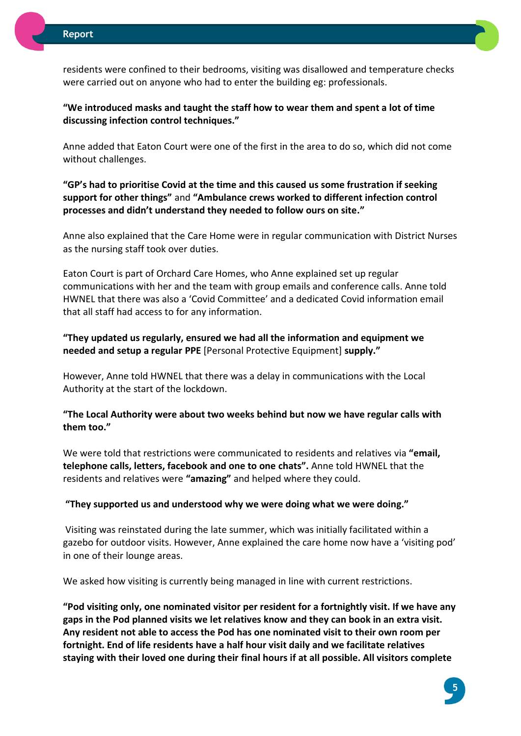residents were confined to their bedrooms, visiting was disallowed and temperature checks were carried out on anyone who had to enter the building eg: professionals.

**"We introduced masks and taught the staff how to wear them and spent a lot of time discussing infection control techniques."**

Anne added that Eaton Court were one of the first in the area to do so, which did not come without challenges.

**"GP's had to prioritise Covid at the time and this caused us some frustration if seeking support for other things"** and **"Ambulance crews worked to different infection control processes and didn't understand they needed to follow ours on site."**

Anne also explained that the Care Home were in regular communication with District Nurses as the nursing staff took over duties.

Eaton Court is part of Orchard Care Homes, who Anne explained set up regular communications with her and the team with group emails and conference calls. Anne told HWNEL that there was also a 'Covid Committee' and a dedicated Covid information email that all staff had access to for any information.

**"They updated us regularly, ensured we had all the information and equipment we needed and setup a regular PPE** [Personal Protective Equipment] **supply."**

However, Anne told HWNEL that there was a delay in communications with the Local Authority at the start of the lockdown.

**"The Local Authority were about two weeks behind but now we have regular calls with them too."**

We were told that restrictions were communicated to residents and relatives via **"email, telephone calls, letters, facebook and one to one chats".** Anne told HWNEL that the residents and relatives were **"amazing"** and helped where they could.

**"They supported us and understood why we were doing what we were doing."**

Visiting was reinstated during the late summer, which was initially facilitated within a gazebo for outdoor visits. However, Anne explained the care home now have a 'visiting pod' in one of their lounge areas.

We asked how visiting is currently being managed in line with current restrictions.

**"Pod visiting only, one nominated visitor per resident for a fortnightly visit. If we have any gaps in the Pod planned visits we let relatives know and they can book in an extra visit. Any resident not able to access the Pod has one nominated visit to their own room per fortnight. End of life residents have a half hour visit daily and we facilitate relatives staying with their loved one during their final hours if at all possible. All visitors complete**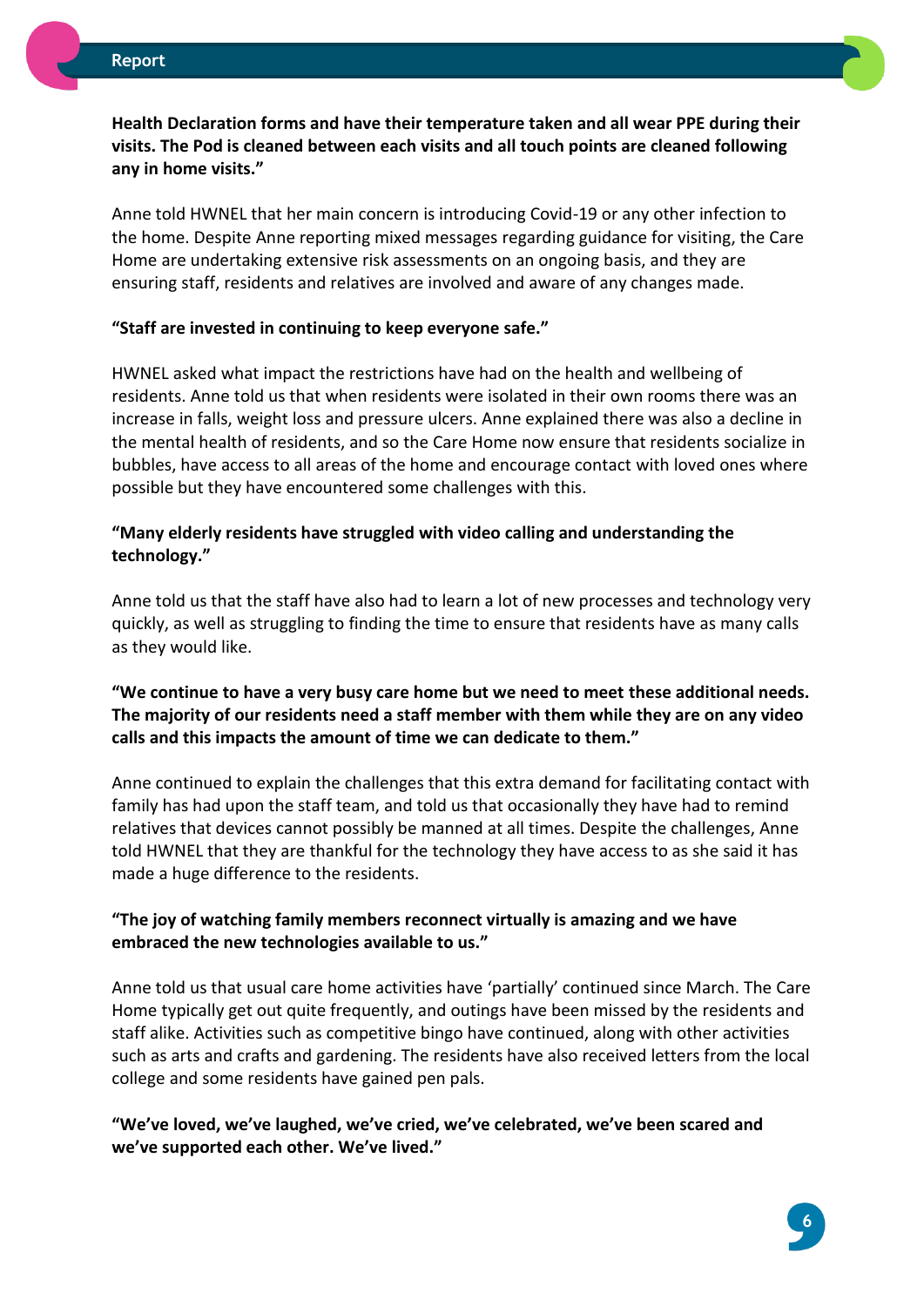**Health Declaration forms and have their temperature taken and all wear PPE during their visits. The Pod is cleaned between each visits and all touch points are cleaned following any in home visits."**

Anne told HWNEL that her main concern is introducing Covid-19 or any other infection to the home. Despite Anne reporting mixed messages regarding guidance for visiting, the Care Home are undertaking extensive risk assessments on an ongoing basis, and they are ensuring staff, residents and relatives are involved and aware of any changes made.

**"Staff are invested in continuing to keep everyone safe."**

HWNEL asked what impact the restrictions have had on the health and wellbeing of residents. Anne told us that when residents were isolated in their own rooms there was an increase in falls, weight loss and pressure ulcers. Anne explained there was also a decline in the mental health of residents, and so the Care Home now ensure that residents socialize in bubbles, have access to all areas of the home and encourage contact with loved ones where possible but they have encountered some challenges with this.

**"Many elderly residents have struggled with video calling and understanding the technology."**

Anne told us that the staff have also had to learn a lot of new processes and technology very quickly, as well as struggling to finding the time to ensure that residents have as many calls as they would like.

**"We continue to have a very busy care home but we need to meet these additional needs. The majority of our residents need a staff member with them while they are on any video calls and this impacts the amount of time we can dedicate to them."**

Anne continued to explain the challenges that this extra demand for facilitating contact with family has had upon the staff team, and told us that occasionally they have had to remind relatives that devices cannot possibly be manned at all times. Despite the challenges, Anne told HWNEL that they are thankful for the technology they have access to as she said it has made a huge difference to the residents.

**"The joy of watching family members reconnect virtually is amazing and we have embraced the new technologies available to us."**

Anne told us that usual care home activities have 'partially' continued since March. The Care Home typically get out quite frequently, and outings have been missed by the residents and staff alike. Activities such as competitive bingo have continued, along with other activities such as arts and crafts and gardening. The residents have also received letters from the local college and some residents have gained pen pals.

**"We've loved, we've laughed, we've cried, we've celebrated, we've been scared and we've supported each other. We've lived."**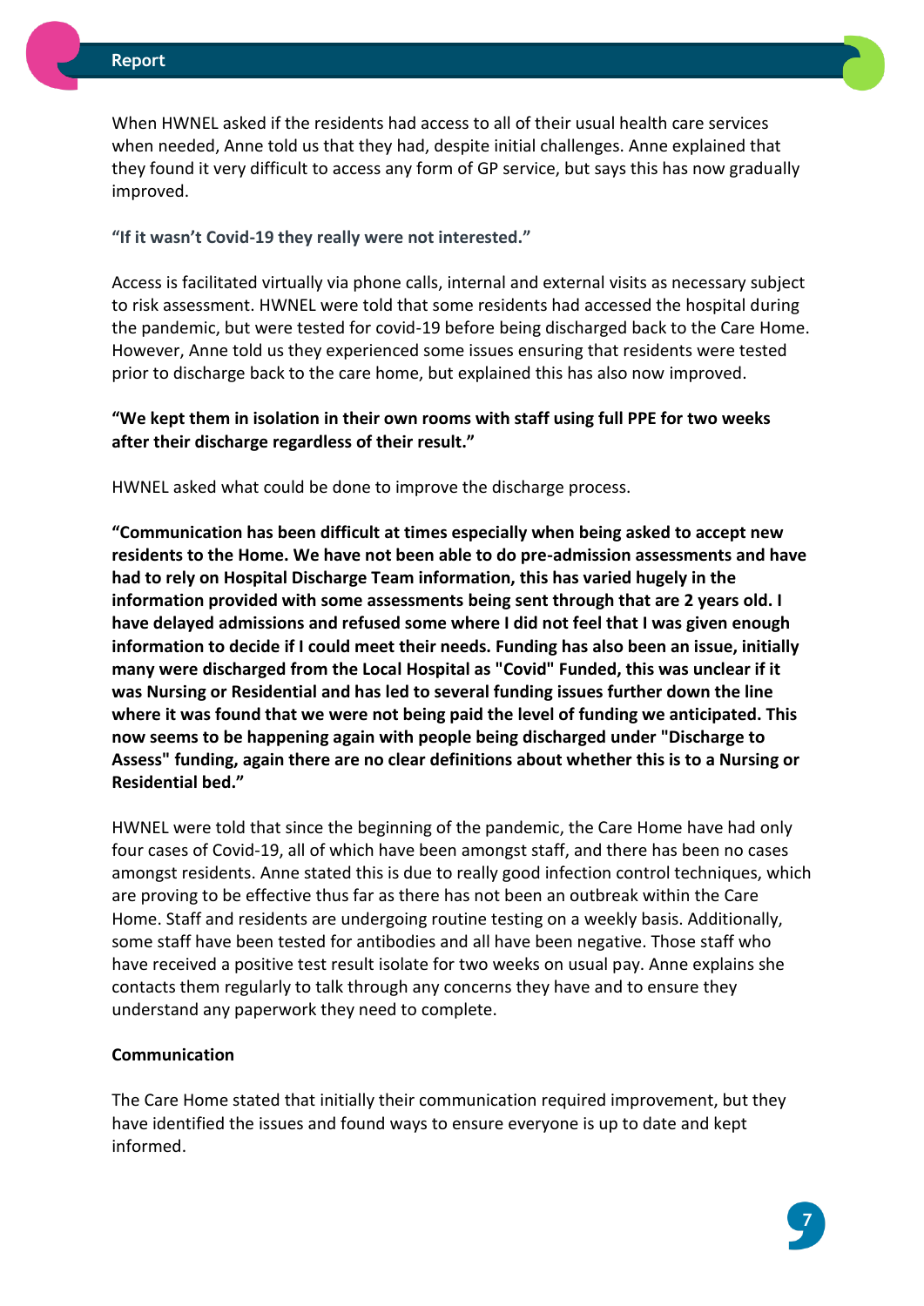When HWNEL asked if the residents had access to all of their usual health care services when needed, Anne told us that they had, despite initial challenges. Anne explained that they found it very difficult to access any form of GP service, but says this has now gradually improved.

**"If it wasn't Covid-19 they really were not interested."**

Access is facilitated virtually via phone calls, internal and external visits as necessary subject to risk assessment. HWNEL were told that some residents had accessed the hospital during the pandemic, but were tested for covid-19 before being discharged back to the Care Home. However, Anne told us they experienced some issues ensuring that residents were tested prior to discharge back to the care home, but explained this has also now improved.

**"We kept them in isolation in their own rooms with staff using full PPE for two weeks after their discharge regardless of their result."**

HWNEL asked what could be done to improve the discharge process.

**"Communication has been difficult at times especially when being asked to accept new residents to the Home. We have not been able to do pre-admission assessments and have had to rely on Hospital Discharge Team information, this has varied hugely in the information provided with some assessments being sent through that are 2 years old. I have delayed admissions and refused some where I did not feel that I was given enough information to decide if I could meet their needs. Funding has also been an issue, initially many were discharged from the Local Hospital as "Covid" Funded, this was unclear if it was Nursing or Residential and has led to several funding issues further down the line where it was found that we were not being paid the level of funding we anticipated. This now seems to be happening again with people being discharged under "Discharge to Assess" funding, again there are no clear definitions about whether this is to a Nursing or Residential bed."**

HWNEL were told that since the beginning of the pandemic, the Care Home have had only four cases of Covid-19, all of which have been amongst staff, and there has been no cases amongst residents. Anne stated this is due to really good infection control techniques, which are proving to be effective thus far as there has not been an outbreak within the Care Home. Staff and residents are undergoing routine testing on a weekly basis. Additionally, some staff have been tested for antibodies and all have been negative. Those staff who have received a positive test result isolate for two weeks on usual pay. Anne explains she contacts them regularly to talk through any concerns they have and to ensure they understand any paperwork they need to complete.

**Communication**

The Care Home stated that initially their communication required improvement, but they have identified the issues and found ways to ensure everyone is up to date and kept informed.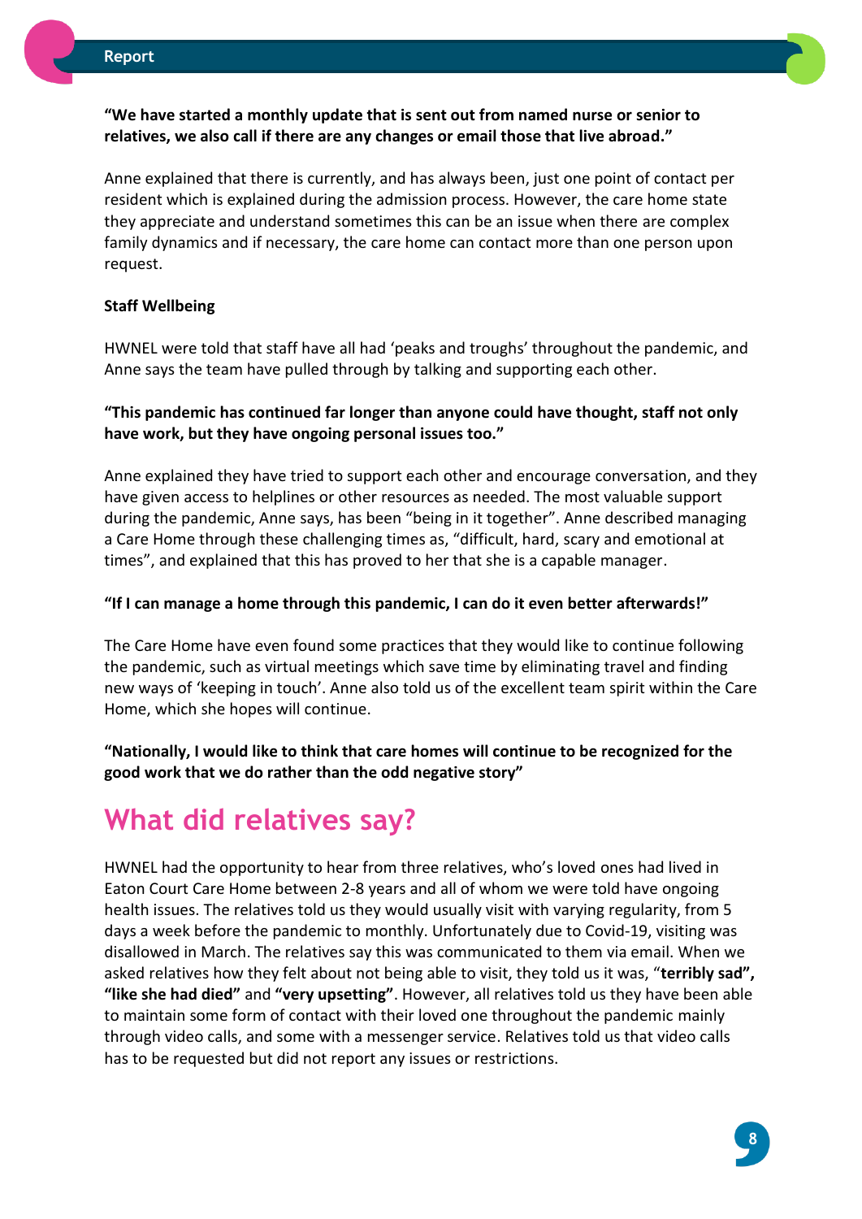**"We have started a monthly update that is sent out from named nurse or senior to relatives, we also call if there are any changes or email those that live abroad."**

Anne explained that there is currently, and has always been, just one point of contact per resident which is explained during the admission process. However, the care home state they appreciate and understand sometimes this can be an issue when there are complex family dynamics and if necessary, the care home can contact more than one person upon request.

**Staff Wellbeing**

HWNEL were told that staff have all had 'peaks and troughs' throughout the pandemic, and Anne says the team have pulled through by talking and supporting each other.

**"This pandemic has continued far longer than anyone could have thought, staff not only have work, but they have ongoing personal issues too."**

Anne explained they have tried to support each other and encourage conversation, and they have given access to helplines or other resources as needed. The most valuable support during the pandemic, Anne says, has been "being in it together". Anne described managing a Care Home through these challenging times as, "difficult, hard, scary and emotional at times", and explained that this has proved to her that she is a capable manager.

**"If I can manage a home through this pandemic, I can do it even better afterwards!"**

The Care Home have even found some practices that they would like to continue following the pandemic, such as virtual meetings which save time by eliminating travel and finding new ways of 'keeping in touch'. Anne also told us of the excellent team spirit within the Care Home, which she hopes will continue.

**"Nationally, I would like to think that care homes will continue to be recognized for the good work that we do rather than the odd negative story"**

## What did relatives say?

HWNEL had the opportunity to hear from three relatives, who's loved ones had lived in Eaton Court Care Home between 2-8 years and all of whom we were told have ongoing health issues. The relatives told us they would usually visit with varying regularity, from 5 days a week before the pandemic to monthly. Unfortunately due to Covid-19, visiting was disallowed in March. The relatives say this was communicated to them via email. When we asked relatives how they felt about not being able to visit, they told us it was, "**terribly sad", "like she had died"** and **"very upsetting"**. However, all relatives told us they have been able to maintain some form of contact with their loved one throughout the pandemic mainly through video calls, and some with a messenger service. Relatives told us that video calls has to be requested but did not report any issues or restrictions.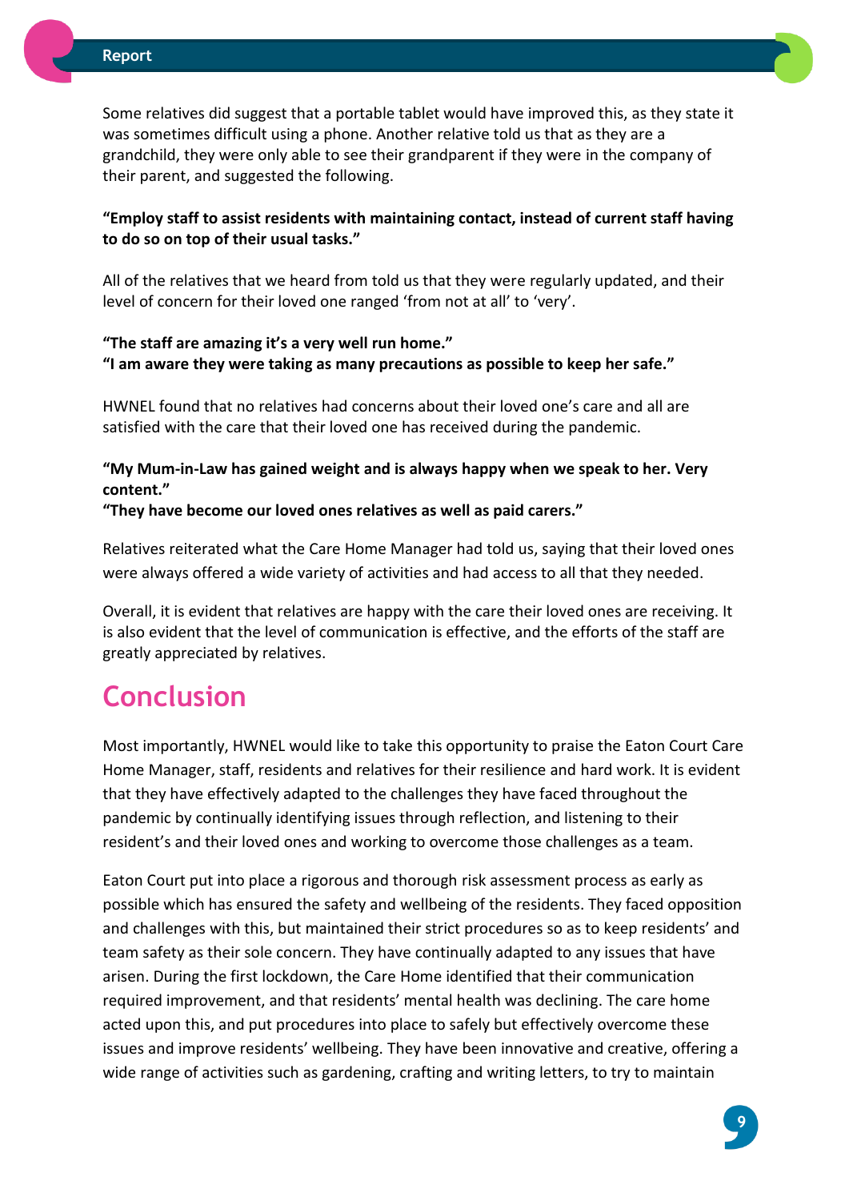Some relatives did suggest that a portable tablet would have improved this, as they state it was sometimes difficult using a phone. Another relative told us that as they are a grandchild, they were only able to see their grandparent if they were in the company of their parent, and suggested the following.

**"Employ staff to assist residents with maintaining contact, instead of current staff having to do so on top of their usual tasks."**

All of the relatives that we heard from told us that they were regularly updated, and their level of concern for their loved one ranged 'from not at all' to 'very'.

**"The staff are amazing it's a very well run home."**
**"I am aware they were taking as many precautions as possible to keep her safe."**

HWNEL found that no relatives had concerns about their loved one's care and all are satisfied with the care that their loved one has received during the pandemic.

**"My Mum-in-Law has gained weight and is always happy when we speak to her. Very content."**
**"They have become our loved ones relatives as well as paid carers."**

Relatives reiterated what the Care Home Manager had told us, saying that their loved ones were always offered a wide variety of activities and had access to all that they needed.

Overall, it is evident that relatives are happy with the care their loved ones are receiving. It is also evident that the level of communication is effective, and the efforts of the staff are greatly appreciated by relatives.

# Conclusion

Most importantly, HWNEL would like to take this opportunity to praise the Eaton Court Care Home Manager, staff, residents and relatives for their resilience and hard work. It is evident that they have effectively adapted to the challenges they have faced throughout the pandemic by continually identifying issues through reflection, and listening to their resident's and their loved ones and working to overcome those challenges as a team.

Eaton Court put into place a rigorous and thorough risk assessment process as early as possible which has ensured the safety and wellbeing of the residents. They faced opposition and challenges with this, but maintained their strict procedures so as to keep residents' and team safety as their sole concern. They have continually adapted to any issues that have arisen. During the first lockdown, the Care Home identified that their communication required improvement, and that residents' mental health was declining. The care home acted upon this, and put procedures into place to safely but effectively overcome these issues and improve residents' wellbeing. They have been innovative and creative, offering a wide range of activities such as gardening, crafting and writing letters, to try to maintain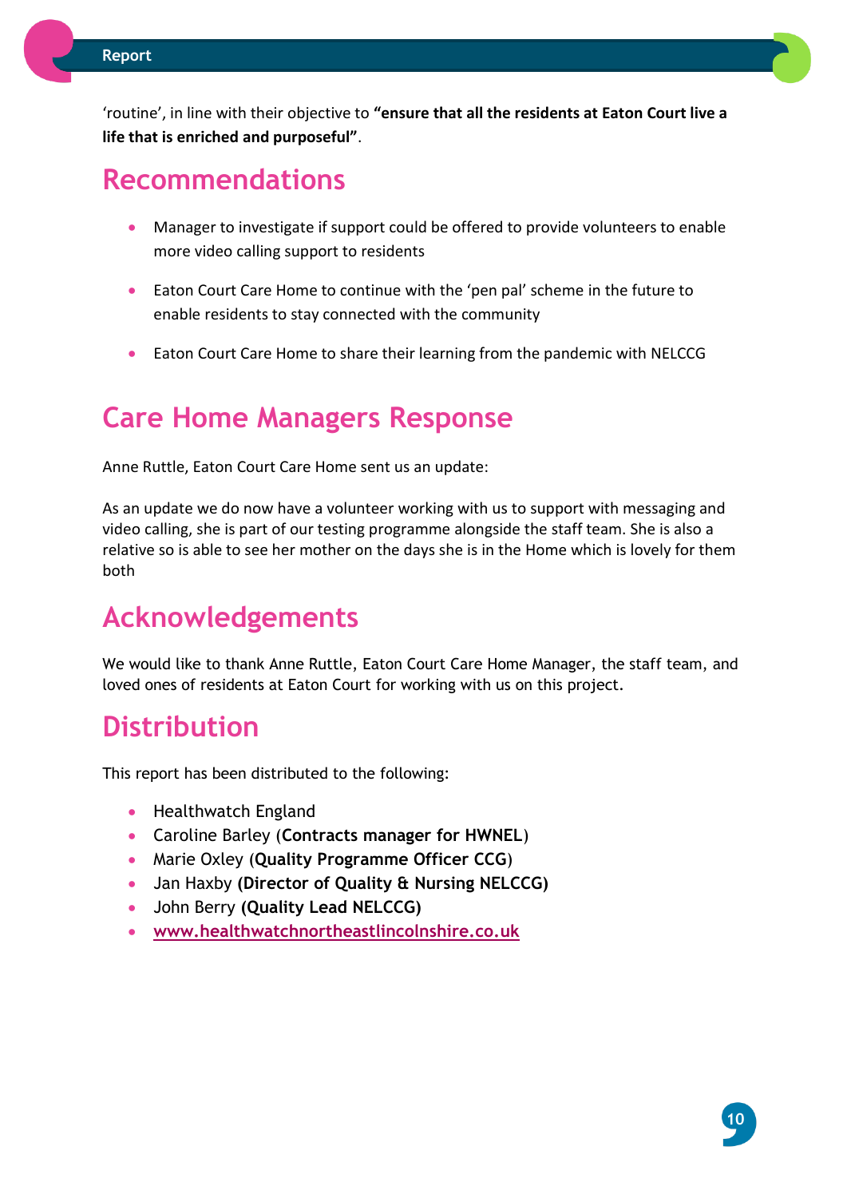'routine', in line with their objective to **"ensure that all the residents at Eaton Court live a life that is enriched and purposeful"**.

## Recommendations

- Manager to investigate if support could be offered to provide volunteers to enable more video calling support to residents
- Eaton Court Care Home to continue with the 'pen pal' scheme in the future to enable residents to stay connected with the community
- Eaton Court Care Home to share their learning from the pandemic with NELCCG

## Care Home Managers Response

Anne Ruttle, Eaton Court Care Home sent us an update:

As an update we do now have a volunteer working with us to support with messaging and video calling, she is part of our testing programme alongside the staff team. She is also a relative so is able to see her mother on the days she is in the Home which is lovely for them both

## Acknowledgements

We would like to thank Anne Ruttle, Eaton Court Care Home Manager, the staff team, and loved ones of residents at Eaton Court for working with us on this project.

## Distribution

This report has been distributed to the following:

- Healthwatch England
- Caroline Barley (**Contracts manager for HWNEL**)
- Marie Oxley (**Quality Programme Officer CCG**)
- Jan Haxby **(Director of Quality & Nursing NELCCG)**
- John Berry **(Quality Lead NELCCG)**
- www.healthwatchnortheastlincolnshire.co.uk